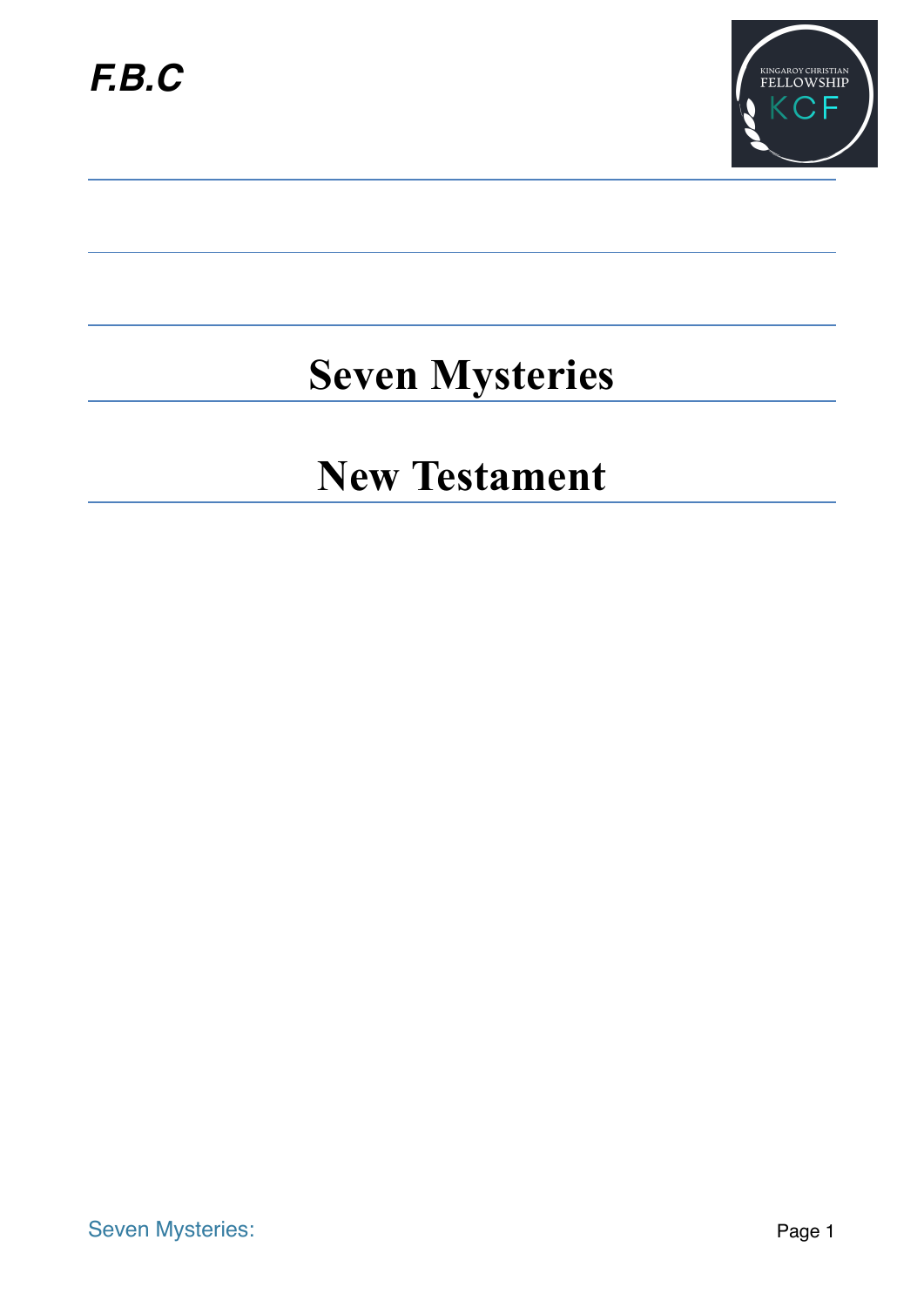*F.B.C*

# Seven Mysteries

# New Testament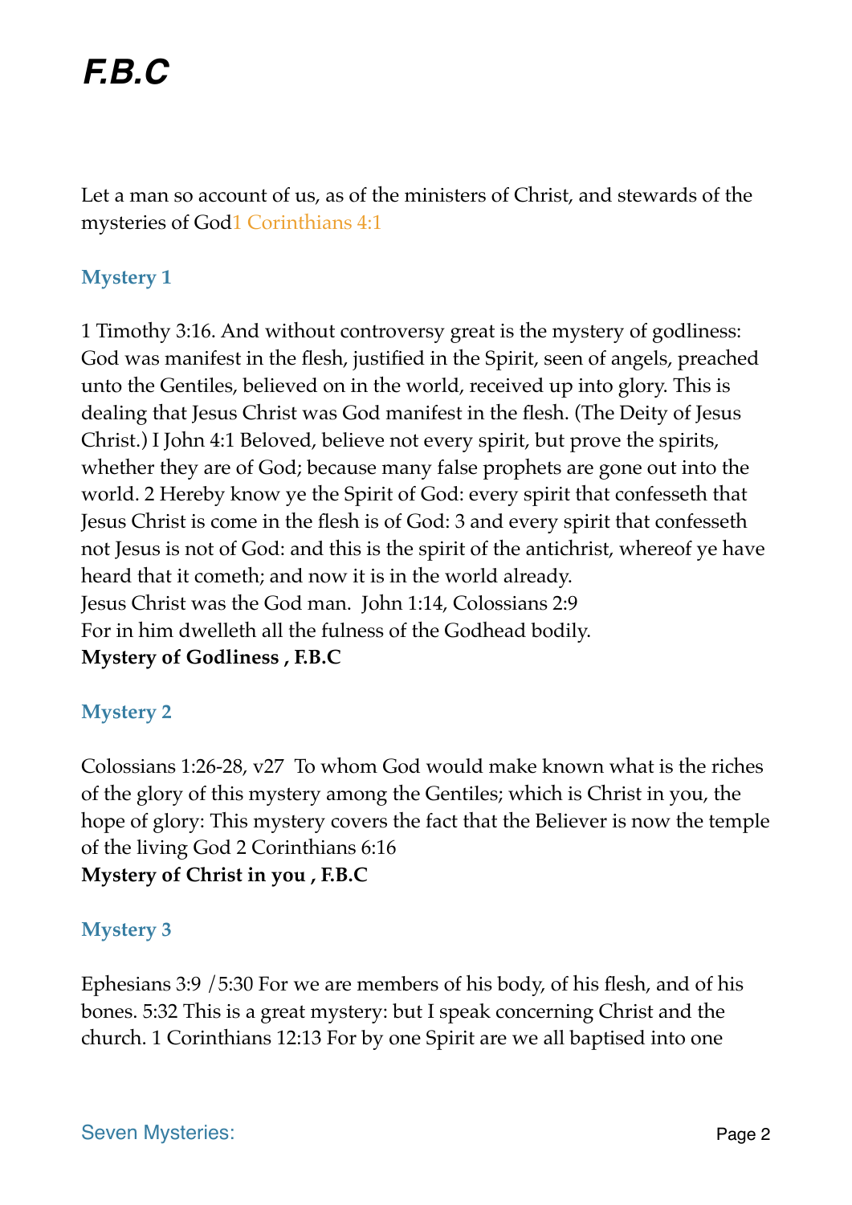# F.B.C

Let a man so account of us, as of the ministers of Christ, and stewards of the mysteries of God1 Corinthians 4:1

### Mystery 1

1 Timothy 3:16. And without controversy great is the mystery of godliness: God was manifest in the flesh, justified in the Spirit, seen of angels, preached unto the Gentiles, believed on in the world, received up into glory. This is dealing that Jesus Christ was God manifest in the flesh. (The Deity of Jesus Christ.) I John 4:1 Beloved, believe not every spirit, but prove the spirits, whether they are of God; because many false prophets are gone out into the world. 2 Hereby know ye the Spirit of God: every spirit that confesseth that Jesus Christ is come in the flesh is of God: 3 and every spirit that confesseth not Jesus is not of God: and this is the spirit of the antichrist, whereof ye have heard that it cometh; and now it is in the world already.
Jesus Christ was the God man. John 1:14, Colossians 2:9
For in him dwelleth all the fulness of the Godhead bodily.
**Mystery of Godliness , F.B.C**

### Mystery 2

Colossians 1:26-28, v27 To whom God would make known what is the riches of the glory of this mystery among the Gentiles; which is Christ in you, the hope of glory: This mystery covers the fact that the Believer is now the temple of the living God 2 Corinthians 6:16
**Mystery of Christ in you , F.B.C**

### Mystery 3

Ephesians 3:9 /5:30 For we are members of his body, of his flesh, and of his bones. 5:32 This is a great mystery: but I speak concerning Christ and the church. 1 Corinthians 12:13 For by one Spirit are we all baptised into one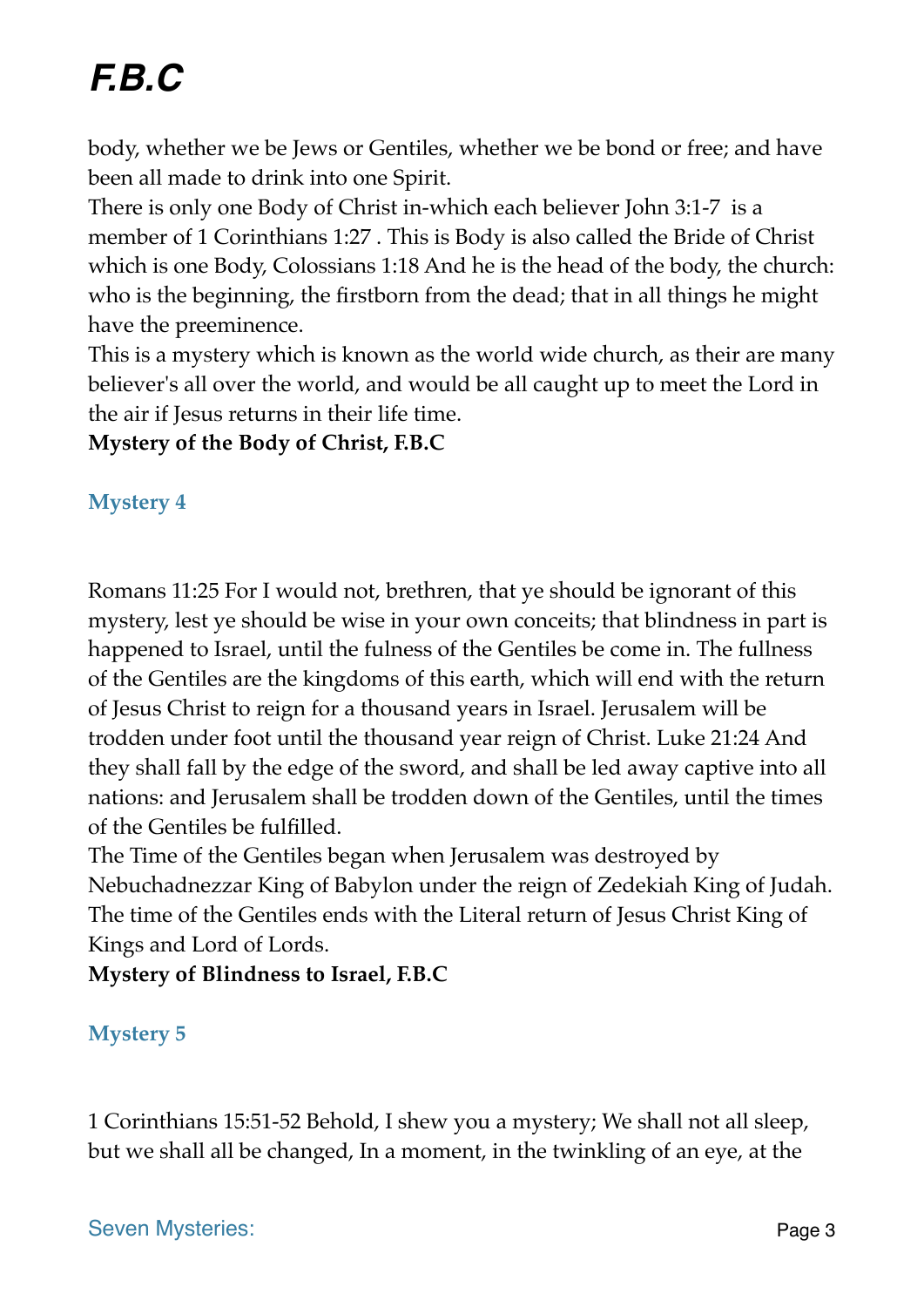body, whether we be Jews or Gentiles, whether we be bond or free; and have been all made to drink into one Spirit.
There is only one Body of Christ in-which each believer John 3:1-7 is a member of 1 Corinthians 1:27 . This is Body is also called the Bride of Christ which is one Body, Colossians 1:18 And he is the head of the body, the church: who is the beginning, the firstborn from the dead; that in all things he might have the preeminence.
This is a mystery which is known as the world wide church, as their are many believer's all over the world, and would be all caught up to meet the Lord in the air if Jesus returns in their life time.
**Mystery of the Body of Christ, F.B.C**

### Mystery 4

Romans 11:25 For I would not, brethren, that ye should be ignorant of this mystery, lest ye should be wise in your own conceits; that blindness in part is happened to Israel, until the fulness of the Gentiles be come in. The fullness of the Gentiles are the kingdoms of this earth, which will end with the return of Jesus Christ to reign for a thousand years in Israel. Jerusalem will be trodden under foot until the thousand year reign of Christ. Luke 21:24 And they shall fall by the edge of the sword, and shall be led away captive into all nations: and Jerusalem shall be trodden down of the Gentiles, until the times of the Gentiles be fulfilled.
The Time of the Gentiles began when Jerusalem was destroyed by Nebuchadnezzar King of Babylon under the reign of Zedekiah King of Judah. The time of the Gentiles ends with the Literal return of Jesus Christ King of Kings and Lord of Lords.
**Mystery of Blindness to Israel, F.B.C**

### Mystery 5

1 Corinthians 15:51-52 Behold, I shew you a mystery; We shall not all sleep, but we shall all be changed, In a moment, in the twinkling of an eye, at the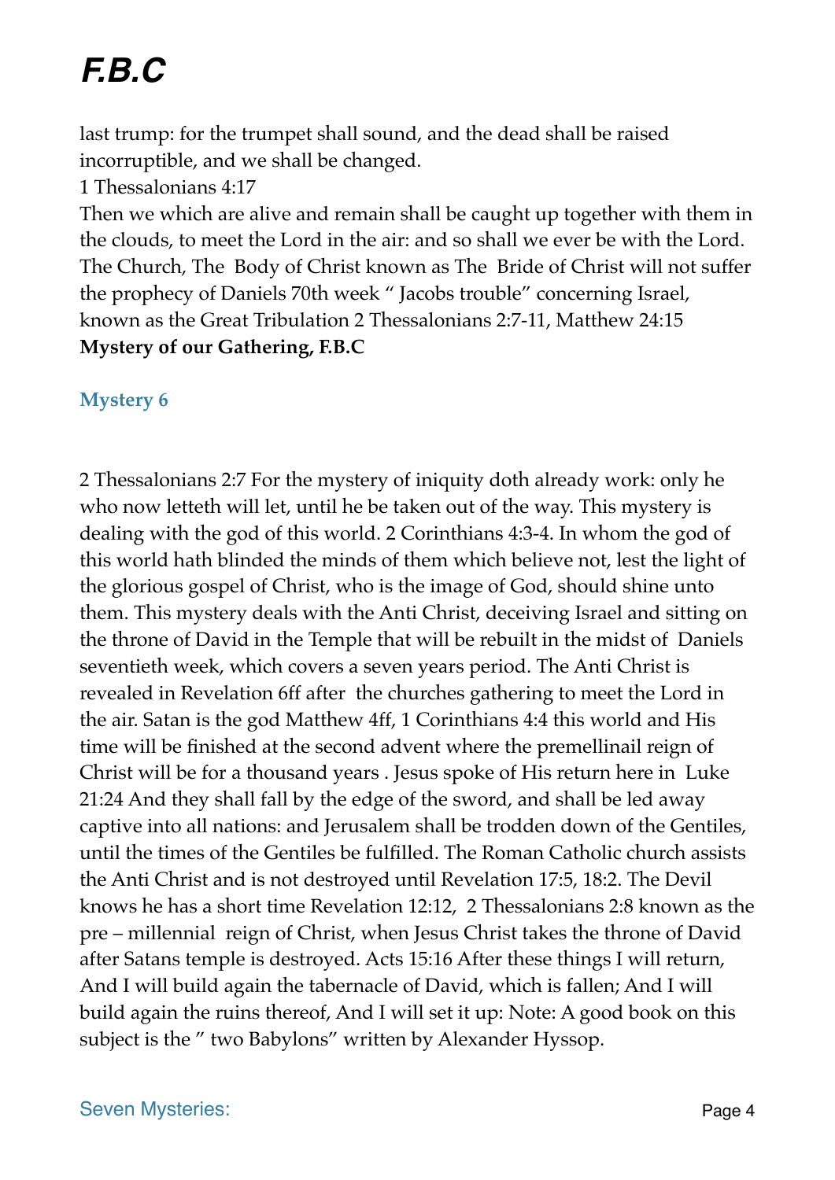last trump: for the trumpet shall sound, and the dead shall be raised incorruptible, and we shall be changed.
1 Thessalonians 4:17
Then we which are alive and remain shall be caught up together with them in the clouds, to meet the Lord in the air: and so shall we ever be with the Lord. The Church, The Body of Christ known as The Bride of Christ will not suffer the prophecy of Daniels 70th week " Jacobs trouble" concerning Israel, known as the Great Tribulation 2 Thessalonians 2:7-11, Matthew 24:15
**Mystery of our Gathering, F.B.C**

## Mystery 6

2 Thessalonians 2:7 For the mystery of iniquity doth already work: only he who now letteth will let, until he be taken out of the way. This mystery is dealing with the god of this world. 2 Corinthians 4:3-4. In whom the god of this world hath blinded the minds of them which believe not, lest the light of the glorious gospel of Christ, who is the image of God, should shine unto them. This mystery deals with the Anti Christ, deceiving Israel and sitting on the throne of David in the Temple that will be rebuilt in the midst of Daniels seventieth week, which covers a seven years period. The Anti Christ is revealed in Revelation 6ff after the churches gathering to meet the Lord in the air. Satan is the god Matthew 4ff, 1 Corinthians 4:4 this world and His time will be finished at the second advent where the premellinail reign of Christ will be for a thousand years . Jesus spoke of His return here in Luke 21:24 And they shall fall by the edge of the sword, and shall be led away captive into all nations: and Jerusalem shall be trodden down of the Gentiles, until the times of the Gentiles be fulfilled. The Roman Catholic church assists the Anti Christ and is not destroyed until Revelation 17:5, 18:2. The Devil knows he has a short time Revelation 12:12, 2 Thessalonians 2:8 known as the pre – millennial reign of Christ, when Jesus Christ takes the throne of David after Satans temple is destroyed. Acts 15:16 After these things I will return, And I will build again the tabernacle of David, which is fallen; And I will build again the ruins thereof, And I will set it up: Note: A good book on this subject is the " two Babylons" written by Alexander Hyssop.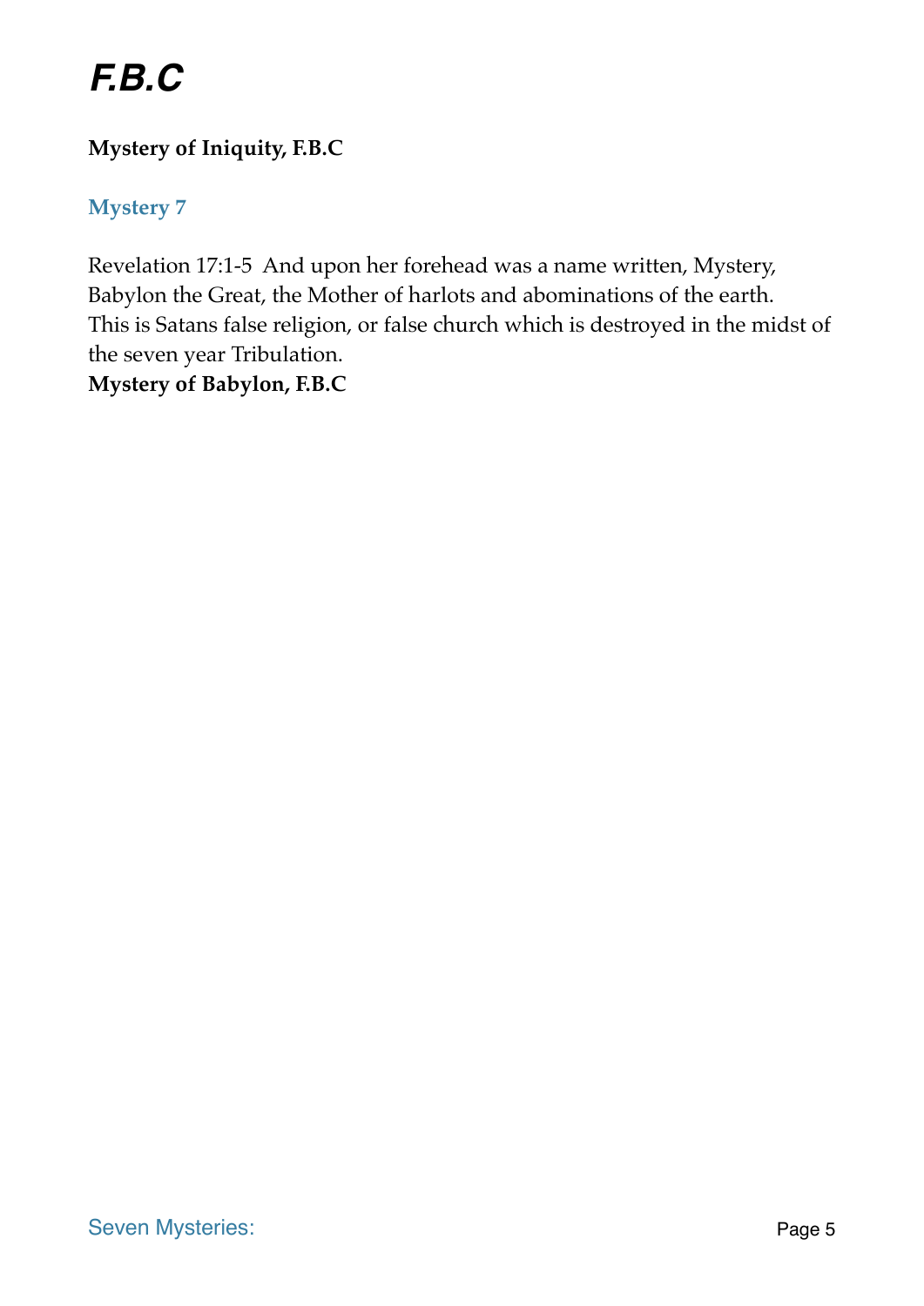# *F.B.C*

**Mystery of Iniquity, F.B.C**

### Mystery 7

Revelation 17:1-5  And upon her forehead was a name written, Mystery, Babylon the Great, the Mother of harlots and abominations of the earth. This is Satans false religion, or false church which is destroyed in the midst of the seven year Tribulation.

**Mystery of Babylon, F.B.C**